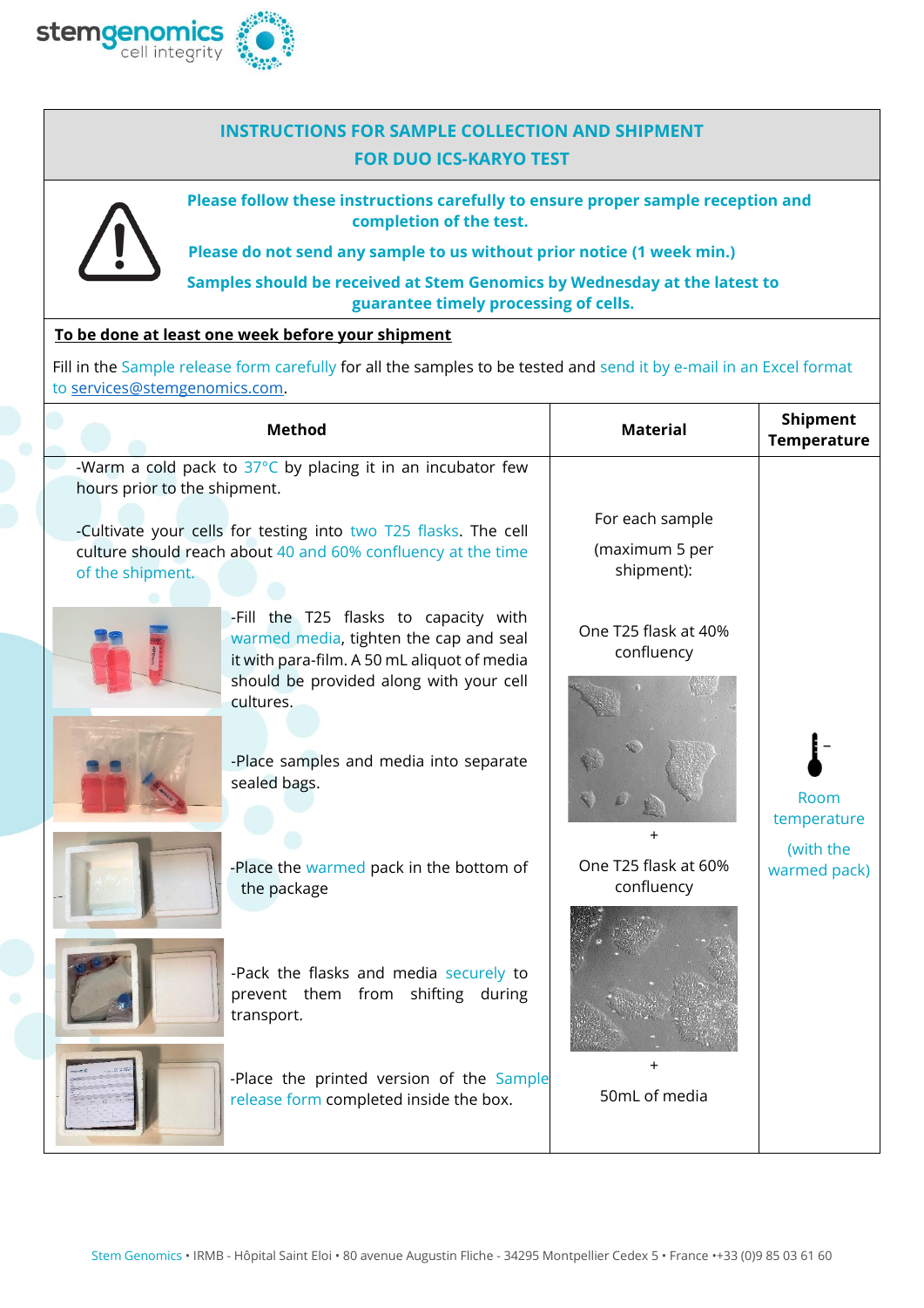# INSTRUCTIONS FOR SAMPLE COLLECTION AND SHIPMENT FOR DUO ICS-KARYO TEST

**Please follow these instructions carefully to ensure proper sample reception and completion of the test.**

**Please do not send any sample to us without prior notice (1 week min.)**

**Samples should be received at Stem Genomics by Wednesday at the latest to guarantee timely processing of cells.**

**To be done at least one week before your shipment**

Fill in the Sample release form carefully for all the samples to be tested and send it by e-mail in an Excel format to services@stemgenomics.com.

| Method | Material | Shipment Temperature |
|---|---|---|
| -Warm a cold pack to 37°C by placing it in an incubator few hours prior to the shipment.<br><br>-Cultivate your cells for testing into two T25 flasks. The cell culture should reach about 40 and 60% confluency at the time of the shipment.<br><br>-Fill the T25 flasks to capacity with warmed media, tighten the cap and seal it with para-film. A 50 mL aliquot of media should be provided along with your cell cultures.<br><br>-Place samples and media into separate sealed bags.<br><br>-Place the warmed pack in the bottom of the package<br><br>-Pack the flasks and media securely to prevent them from shifting during transport.<br><br>-Place the printed version of the Sample release form completed inside the box. | For each sample (maximum 5 per shipment):<br><br>One T25 flask at 40% confluency<br><br>+<br><br>One T25 flask at 60% confluency<br><br>+<br><br>50mL of media | Room temperature (with the warmed pack) |

Stem Genomics • IRMB - Hôpital Saint Eloi • 80 avenue Augustin Fliche - 34295 Montpellier Cedex 5 • France ••+33 (0)9 85 03 61 60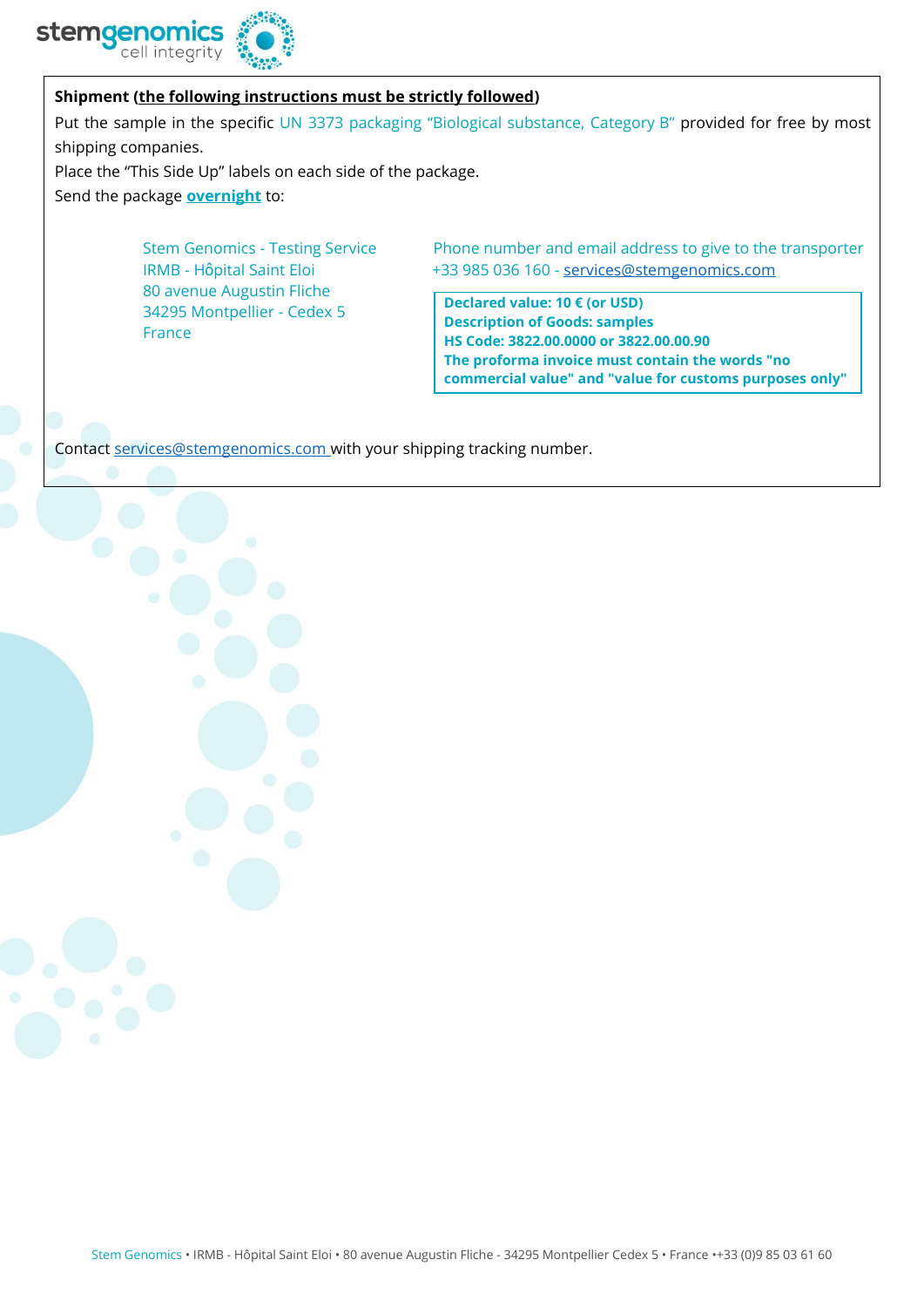**Shipment (<u>the following instructions must be strictly followed</u>)**

Put the sample in the specific UN 3373 packaging "Biological substance, Category B" provided for free by most shipping companies.

Place the "This Side Up" labels on each side of the package.

Send the package **overnight** to:

Stem Genomics - Testing Service
IRMB - Hôpital Saint Eloi
80 avenue Augustin Fliche
34295 Montpellier - Cedex 5
France

Phone number and email address to give to the transporter
+33 985 036 160 - services@stemgenomics.com

**Declared value: 10 € (or USD)**
**Description of Goods: samples**
**HS Code: 3822.00.0000 or 3822.00.00.90**
**The proforma invoice must contain the words "no commercial value" and "value for customs purposes only"**

Contact services@stemgenomics.com with your shipping tracking number.